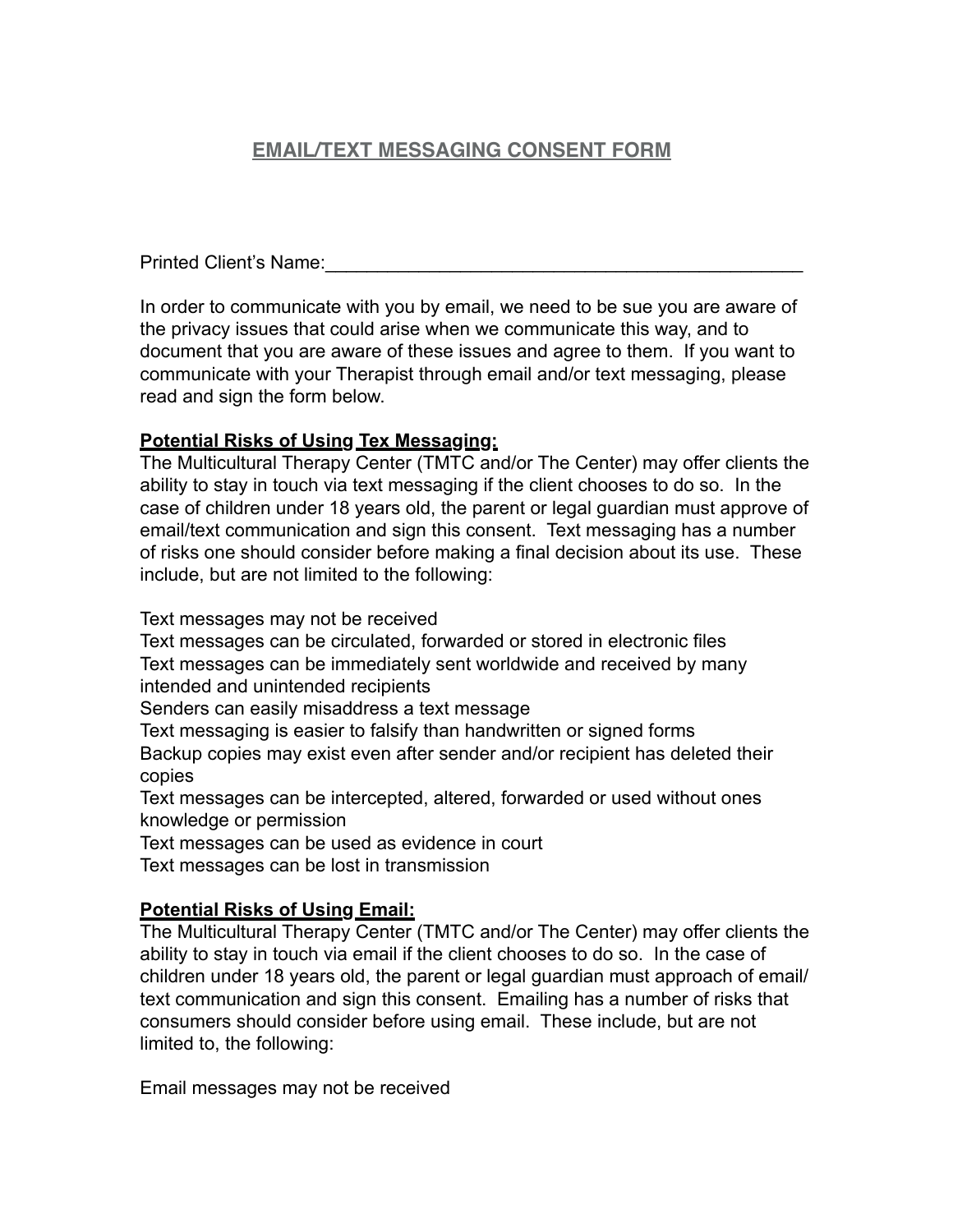## EMAIL/TEXT MESSAGING CONSENT FORM

Printed Client's Name:_______________________________________________

In order to communicate with you by email, we need to be sue you are aware of the privacy issues that could arise when we communicate this way, and to document that you are aware of these issues and agree to them. If you want to communicate with your Therapist through email and/or text messaging, please read and sign the form below.

**Potential Risks of Using Tex Messaging:**

The Multicultural Therapy Center (TMTC and/or The Center) may offer clients the ability to stay in touch via text messaging if the client chooses to do so. In the case of children under 18 years old, the parent or legal guardian must approve of email/text communication and sign this consent. Text messaging has a number of risks one should consider before making a final decision about its use. These include, but are not limited to the following:

Text messages may not be received
Text messages can be circulated, forwarded or stored in electronic files
Text messages can be immediately sent worldwide and received by many intended and unintended recipients
Senders can easily misaddress a text message
Text messaging is easier to falsify than handwritten or signed forms
Backup copies may exist even after sender and/or recipient has deleted their copies
Text messages can be intercepted, altered, forwarded or used without ones knowledge or permission
Text messages can be used as evidence in court
Text messages can be lost in transmission

**Potential Risks of Using Email:**

The Multicultural Therapy Center (TMTC and/or The Center) may offer clients the ability to stay in touch via email if the client chooses to do so. In the case of children under 18 years old, the parent or legal guardian must approach of email/text communication and sign this consent. Emailing has a number of risks that consumers should consider before using email. These include, but are not limited to, the following:

Email messages may not be received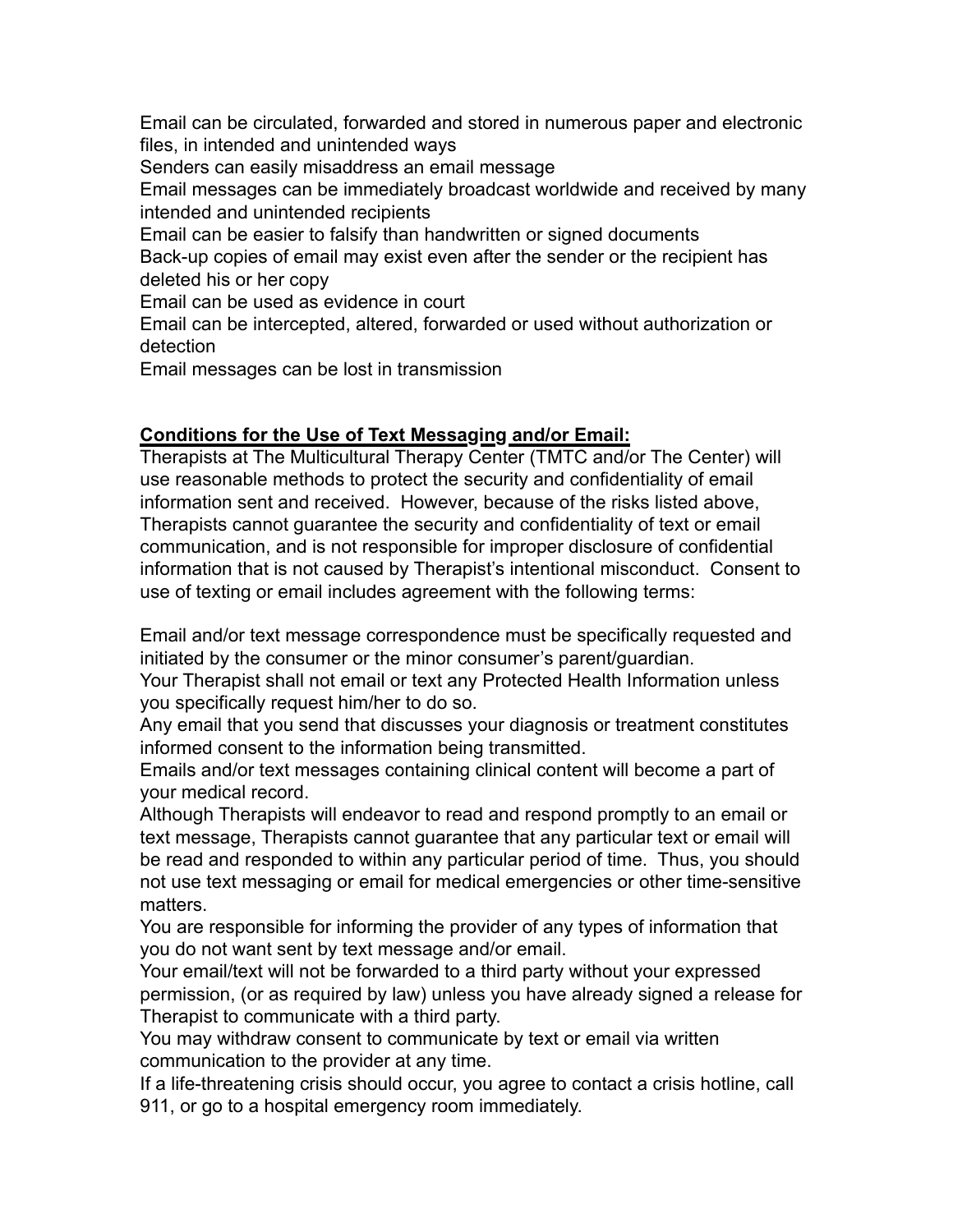Email can be circulated, forwarded and stored in numerous paper and electronic files, in intended and unintended ways

Senders can easily misaddress an email message

Email messages can be immediately broadcast worldwide and received by many intended and unintended recipients

Email can be easier to falsify than handwritten or signed documents

Back-up copies of email may exist even after the sender or the recipient has deleted his or her copy

Email can be used as evidence in court

Email can be intercepted, altered, forwarded or used without authorization or detection

Email messages can be lost in transmission

**Conditions for the Use of Text Messaging and/or Email:**

Therapists at The Multicultural Therapy Center (TMTC and/or The Center) will use reasonable methods to protect the security and confidentiality of email information sent and received. However, because of the risks listed above, Therapists cannot guarantee the security and confidentiality of text or email communication, and is not responsible for improper disclosure of confidential information that is not caused by Therapist's intentional misconduct. Consent to use of texting or email includes agreement with the following terms:

Email and/or text message correspondence must be specifically requested and initiated by the consumer or the minor consumer's parent/guardian.

Your Therapist shall not email or text any Protected Health Information unless you specifically request him/her to do so.

Any email that you send that discusses your diagnosis or treatment constitutes informed consent to the information being transmitted.

Emails and/or text messages containing clinical content will become a part of your medical record.

Although Therapists will endeavor to read and respond promptly to an email or text message, Therapists cannot guarantee that any particular text or email will be read and responded to within any particular period of time. Thus, you should not use text messaging or email for medical emergencies or other time-sensitive matters.

You are responsible for informing the provider of any types of information that you do not want sent by text message and/or email.

Your email/text will not be forwarded to a third party without your expressed permission, (or as required by law) unless you have already signed a release for Therapist to communicate with a third party.

You may withdraw consent to communicate by text or email via written communication to the provider at any time.

If a life-threatening crisis should occur, you agree to contact a crisis hotline, call 911, or go to a hospital emergency room immediately.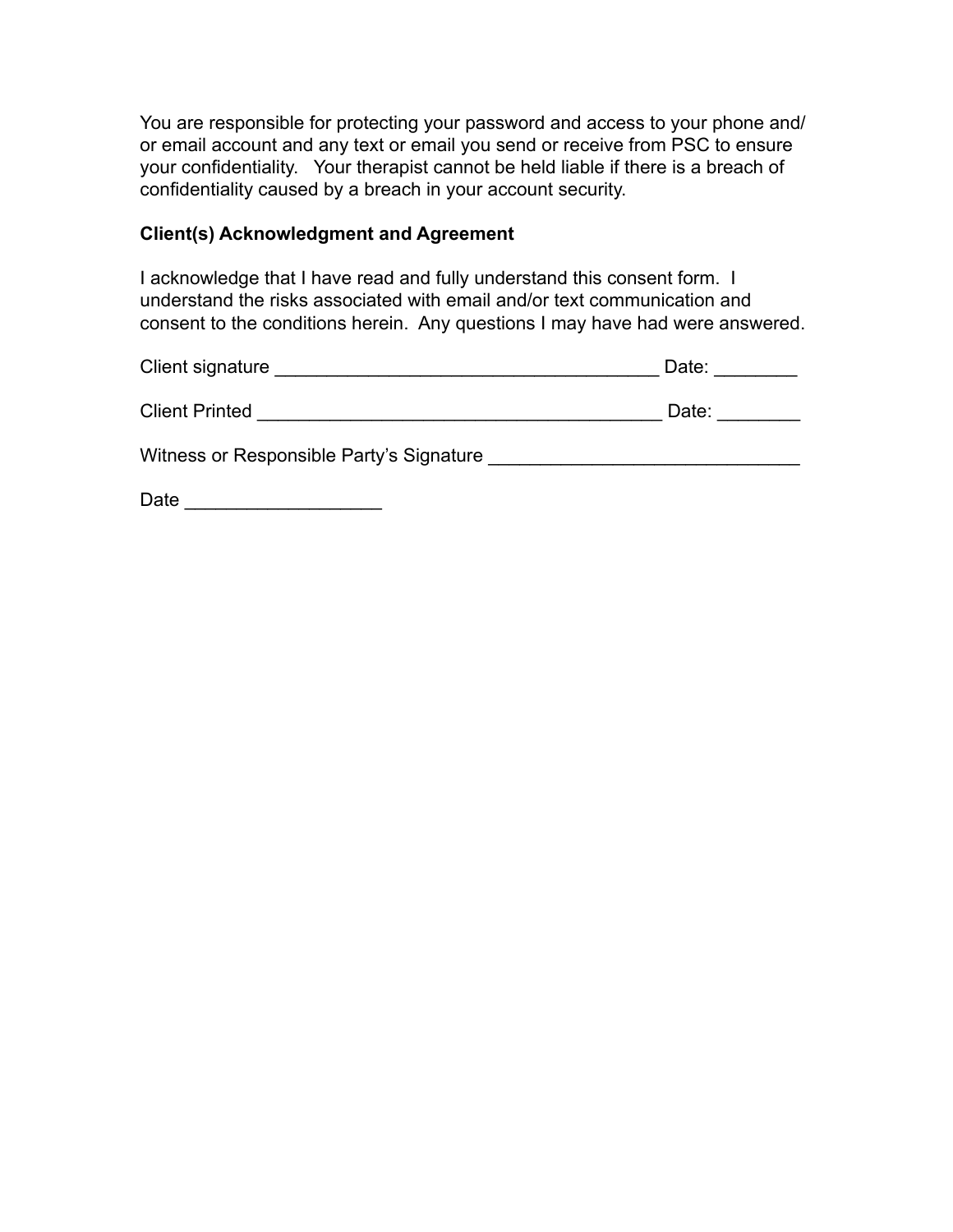You are responsible for protecting your password and access to your phone and/or email account and any text or email you send or receive from PSC to ensure your confidentiality. Your therapist cannot be held liable if there is a breach of confidentiality caused by a breach in your account security.

**Client(s) Acknowledgment and Agreement**

I acknowledge that I have read and fully understand this consent form. I understand the risks associated with email and/or text communication and consent to the conditions herein. Any questions I may have had were answered.

Client signature _____________________________________ Date: ________

Client Printed _______________________________________ Date: ________

Witness or Responsible Party's Signature ______________________________

Date __________________